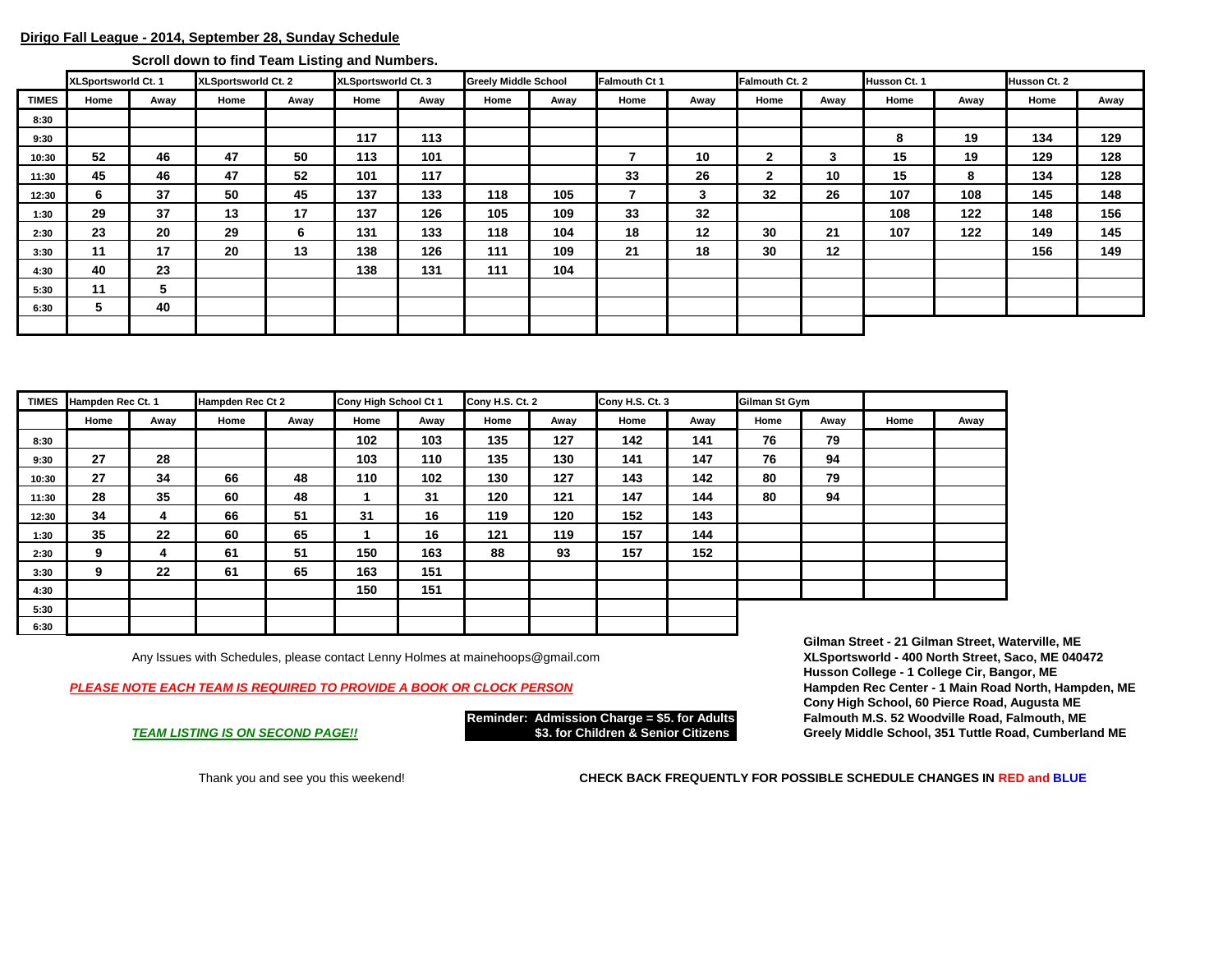**Dirigo Fall League - 2014, September 28, Sunday Schedule**

**Scroll down to find Team Listing and Numbers.**

| | XLSportsworld Ct. 1 | | XLSportsworld Ct. 2 | | XLSportsworld Ct. 3 | | Greely Middle School | | Falmouth Ct 1 | | Falmouth Ct. 2 | | Husson Ct. 1 | | Husson Ct. 2 | |
|---|---|---|---|---|---|---|---|---|---|---|---|---|---|---|---|---|
| TIMES | Home | Away | Home | Away | Home | Away | Home | Away | Home | Away | Home | Away | Home | Away | Home | Away |
| 8:30 | | | | | | | | | | | | | | | | |
| 9:30 | | | | | 117 | 113 | | | | | | | 8 | 19 | 134 | 129 |
| 10:30 | 52 | 46 | 47 | 50 | 113 | 101 | | | 7 | 10 | 2 | 3 | 15 | 19 | 129 | 128 |
| 11:30 | 45 | 46 | 47 | 52 | 101 | 117 | | | 33 | 26 | 2 | 10 | 15 | 8 | 134 | 128 |
| 12:30 | 6 | 37 | 50 | 45 | 137 | 133 | 118 | 105 | 7 | 3 | 32 | 26 | 107 | 108 | 145 | 148 |
| 1:30 | 29 | 37 | 13 | 17 | 137 | 126 | 105 | 109 | 33 | 32 | | | 108 | 122 | 148 | 156 |
| 2:30 | 23 | 20 | 29 | 6 | 131 | 133 | 118 | 104 | 18 | 12 | 30 | 21 | 107 | 122 | 149 | 145 |
| 3:30 | 11 | 17 | 20 | 13 | 138 | 126 | 111 | 109 | 21 | 18 | 30 | 12 | | | 156 | 149 |
| 4:30 | 40 | 23 | | | 138 | 131 | 111 | 104 | | | | | | | | |
| 5:30 | 11 | 5 | | | | | | | | | | | | | | |
| 6:30 | 5 | 40 | | | | | | | | | | | | | | |

| TIMES | Hampden Rec Ct. 1 | | Hampden Rec Ct 2 | | Cony High School Ct 1 | | Cony H.S. Ct. 2 | | Cony H.S. Ct. 3 | | Gilman St Gym | | | |
|---|---|---|---|---|---|---|---|---|---|---|---|---|---|---|
| | Home | Away | Home | Away | Home | Away | Home | Away | Home | Away | Home | Away | Home | Away |
| 8:30 | | | | | 102 | 103 | 135 | 127 | 142 | 141 | 76 | 79 | | |
| 9:30 | 27 | 28 | | | 103 | 110 | 135 | 130 | 141 | 147 | 76 | 94 | | |
| 10:30 | 27 | 34 | 66 | 48 | 110 | 102 | 130 | 127 | 143 | 142 | 80 | 79 | | |
| 11:30 | 28 | 35 | 60 | 48 | 1 | 31 | 120 | 121 | 147 | 144 | 80 | 94 | | |
| 12:30 | 34 | 4 | 66 | 51 | 31 | 16 | 119 | 120 | 152 | 143 | | | | |
| 1:30 | 35 | 22 | 60 | 65 | 1 | 16 | 121 | 119 | 157 | 144 | | | | |
| 2:30 | 9 | 4 | 61 | 51 | 150 | 163 | 88 | 93 | 157 | 152 | | | | |
| 3:30 | 9 | 22 | 61 | 65 | 163 | 151 | | | | | | | | |
| 4:30 | | | | | 150 | 151 | | | | | | | | |
| 5:30 | | | | | | | | | | | | | | |
| 6:30 | | | | | | | | | | | | | | |

Any Issues with Schedules, please contact Lenny Holmes at mainehoops@gmail.com

***PLEASE NOTE EACH TEAM IS REQUIRED TO PROVIDE A BOOK OR CLOCK PERSON***

***TEAM LISTING IS ON SECOND PAGE!!***

**Reminder: Admission Charge = $5. for Adults**
**$3. for Children & Senior Citizens**

**Gilman Street - 21 Gilman Street, Waterville, ME**
**XLSportsworld - 400 North Street, Saco, ME 040472**
**Husson College - 1 College Cir, Bangor, ME**
**Hampden Rec Center - 1 Main Road North, Hampden, ME**
**Cony High School, 60 Pierce Road, Augusta ME**
**Falmouth M.S. 52 Woodville Road, Falmouth, ME**
**Greely Middle School, 351 Tuttle Road, Cumberland ME**

Thank you and see you this weekend!

**CHECK BACK FREQUENTLY FOR POSSIBLE SCHEDULE CHANGES IN RED and BLUE**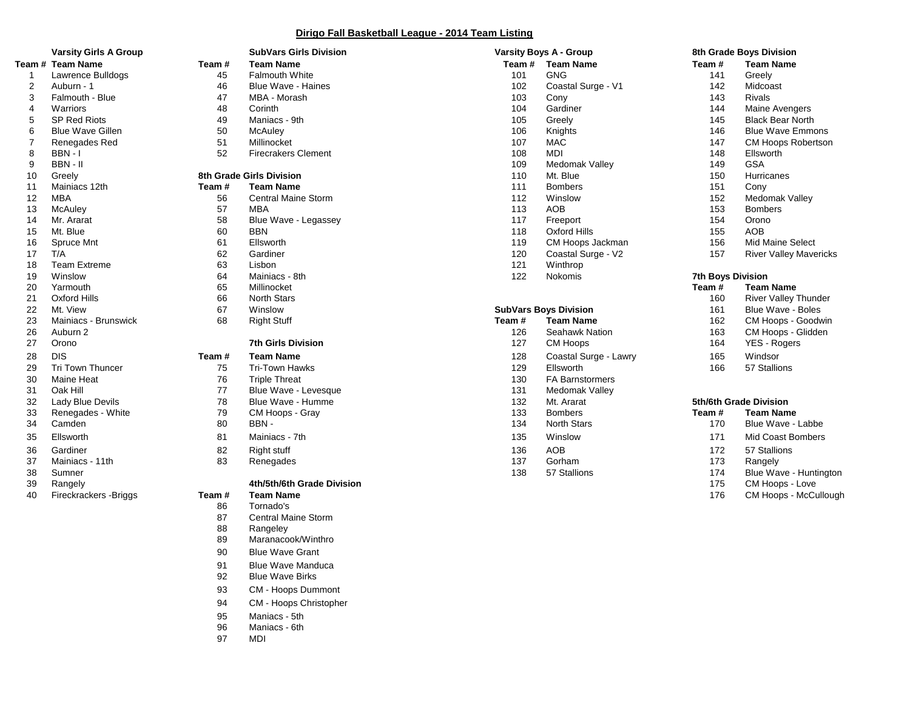# Dirigo Fall Basketball League - 2014 Team Listing

## Varsity Girls A Group

| Team # | Team Name |
|---|---|
| 1 | Lawrence Bulldogs |
| 2 | Auburn - 1 |
| 3 | Falmouth - Blue |
| 4 | Warriors |
| 5 | SP Red Riots |
| 6 | Blue Wave Gillen |
| 7 | Renegades Red |
| 8 | BBN - I |
| 9 | BBN - II |
| 10 | Greely |
| 11 | Mainiacs 12th |
| 12 | MBA |
| 13 | McAuley |
| 14 | Mr. Ararat |
| 15 | Mt. Blue |
| 16 | Spruce Mnt |
| 17 | T/A |
| 18 | Team Extreme |
| 19 | Winslow |
| 20 | Yarmouth |
| 21 | Oxford Hills |
| 22 | Mt. View |
| 23 | Mainiacs - Brunswick |
| 26 | Auburn 2 |
| 27 | Orono |
| 28 | DIS |
| 29 | Tri Town Thuncer |
| 30 | Maine Heat |
| 31 | Oak Hill |
| 32 | Lady Blue Devils |
| 33 | Renegades - White |
| 34 | Camden |
| 35 | Ellsworth |
| 36 | Gardiner |
| 37 | Mainiacs - 11th |
| 38 | Sumner |
| 39 | Rangely |
| 40 | Fireckrackers -Briggs |

## SubVars Girls Division

| Team # | Team Name |
|---|---|
| 45 | Falmouth White |
| 46 | Blue Wave - Haines |
| 47 | MBA - Morash |
| 48 | Corinth |
| 49 | Maniacs - 9th |
| 50 | McAuley |
| 51 | Millinocket |
| 52 | Firecrakers Clement |

## 8th Grade Girls Division

| Team # | Team Name |
|---|---|
| 56 | Central Maine Storm |
| 57 | MBA |
| 58 | Blue Wave - Legassey |
| 60 | BBN |
| 61 | Ellsworth |
| 62 | Gardiner |
| 63 | Lisbon |
| 64 | Mainiacs - 8th |
| 65 | Millinocket |
| 66 | North Stars |
| 67 | Winslow |
| 68 | Right Stuff |

## 7th Girls Division

| Team # | Team Name |
|---|---|
| 75 | Tri-Town Hawks |
| 76 | Triple Threat |
| 77 | Blue Wave - Levesque |
| 78 | Blue Wave - Humme |
| 79 | CM Hoops - Gray |
| 80 | BBN - |
| 81 | Mainiacs - 7th |
| 82 | Right stuff |
| 83 | Renegades |

## 4th/5th/6th Grade Division

| Team # | Team Name |
|---|---|
| 86 | Tornado's |
| 87 | Central Maine Storm |
| 88 | Rangeley |
| 89 | Maranacook/Winthro |
| 90 | Blue Wave Grant |
| 91 | Blue Wave Manduca |
| 92 | Blue Wave Birks |
| 93 | CM - Hoops Dummont |
| 94 | CM - Hoops Christopher |
| 95 | Maniacs - 5th |
| 96 | Maniacs - 6th |
| 97 | MDI |

## Varsity Boys A - Group

| Team # | Team Name |
|---|---|
| 101 | GNG |
| 102 | Coastal Surge - V1 |
| 103 | Cony |
| 104 | Gardiner |
| 105 | Greely |
| 106 | Knights |
| 107 | MAC |
| 108 | MDI |
| 109 | Medomak Valley |
| 110 | Mt. Blue |
| 111 | Bombers |
| 112 | Winslow |
| 113 | AOB |
| 117 | Freeport |
| 118 | Oxford Hills |
| 119 | CM Hoops Jackman |
| 120 | Coastal Surge - V2 |
| 121 | Winthrop |
| 122 | Nokomis |

## SubVars Boys Division

| Team # | Team Name |
|---|---|
| 126 | Seahawk Nation |
| 127 | CM Hoops |
| 128 | Coastal Surge - Lawry |
| 129 | Ellsworth |
| 130 | FA Barnstormers |
| 131 | Medomak Valley |
| 132 | Mt. Ararat |
| 133 | Bombers |
| 134 | North Stars |
| 135 | Winslow |
| 136 | AOB |
| 137 | Gorham |
| 138 | 57 Stallions |

## 8th Grade Boys Division

| Team # | Team Name |
|---|---|
| 141 | Greely |
| 142 | Midcoast |
| 143 | Rivals |
| 144 | Maine Avengers |
| 145 | Black Bear North |
| 146 | Blue Wave Emmons |
| 147 | CM Hoops Robertson |
| 148 | Ellsworth |
| 149 | GSA |
| 150 | Hurricanes |
| 151 | Cony |
| 152 | Medomak Valley |
| 153 | Bombers |
| 154 | Orono |
| 155 | AOB |
| 156 | Mid Maine Select |
| 157 | River Valley Mavericks |

## 7th Boys Division

| Team # | Team Name |
|---|---|
| 160 | River Valley Thunder |
| 161 | Blue Wave - Boles |
| 162 | CM Hoops - Goodwin |
| 163 | CM Hoops - Glidden |
| 164 | YES - Rogers |
| 165 | Windsor |
| 166 | 57 Stallions |

## 5th/6th Grade Division

| Team # | Team Name |
|---|---|
| 170 | Blue Wave - Labbe |
| 171 | Mid Coast Bombers |
| 172 | 57 Stallions |
| 173 | Rangely |
| 174 | Blue Wave - Huntington |
| 175 | CM Hoops - Love |
| 176 | CM Hoops - McCullough |